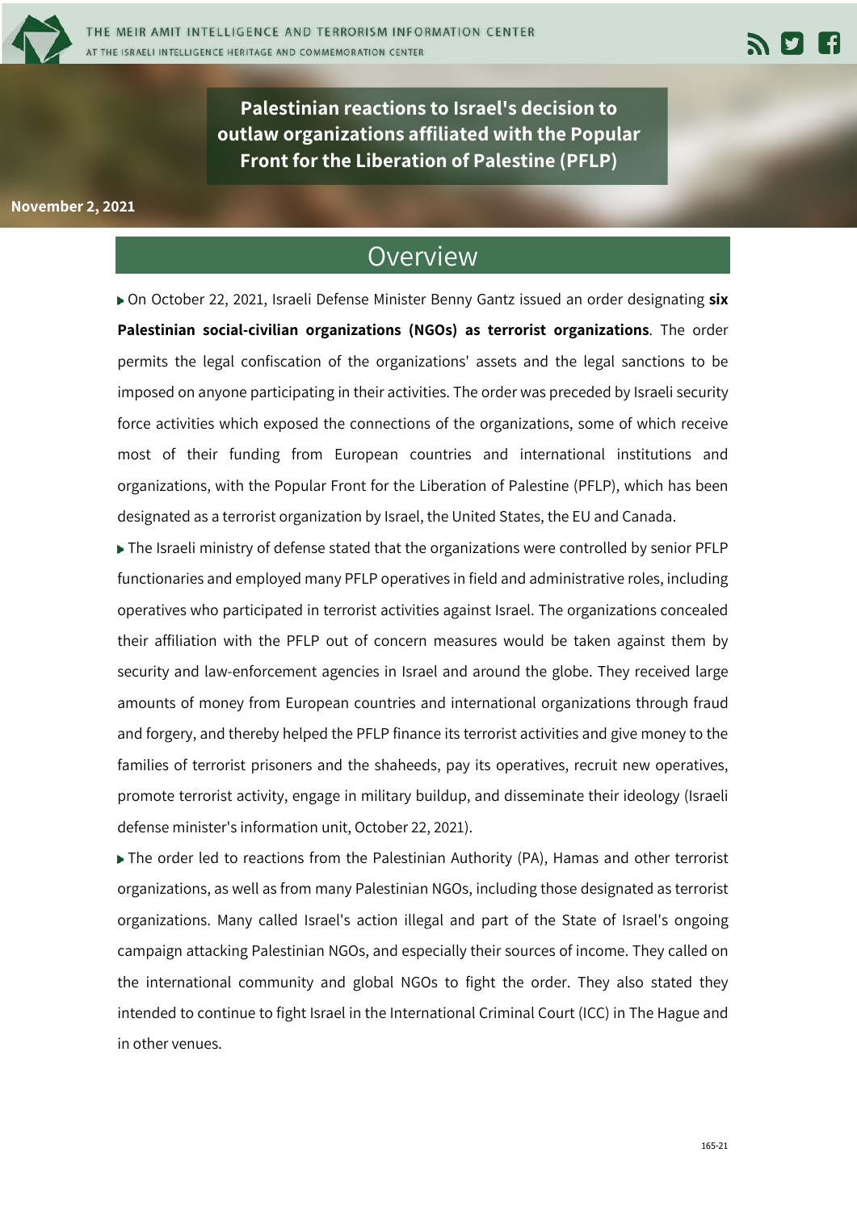# Palestinian reactions to Israel's decision to outlaw organizations affiliated with the Popular Front for the Liberation of Palestine (PFLP)

November 2, 2021

## Overview

- On October 22, 2021, Israeli Defense Minister Benny Gantz issued an order designating **six Palestinian social-civilian organizations (NGOs) as terrorist organizations**. The order permits the legal confiscation of the organizations' assets and the legal sanctions to be imposed on anyone participating in their activities. The order was preceded by Israeli security force activities which exposed the connections of the organizations, some of which receive most of their funding from European countries and international institutions and organizations, with the Popular Front for the Liberation of Palestine (PFLP), which has been designated as a terrorist organization by Israel, the United States, the EU and Canada.
- The Israeli ministry of defense stated that the organizations were controlled by senior PFLP functionaries and employed many PFLP operatives in field and administrative roles, including operatives who participated in terrorist activities against Israel. The organizations concealed their affiliation with the PFLP out of concern measures would be taken against them by security and law-enforcement agencies in Israel and around the globe. They received large amounts of money from European countries and international organizations through fraud and forgery, and thereby helped the PFLP finance its terrorist activities and give money to the families of terrorist prisoners and the shaheeds, pay its operatives, recruit new operatives, promote terrorist activity, engage in military buildup, and disseminate their ideology (Israeli defense minister's information unit, October 22, 2021).
- The order led to reactions from the Palestinian Authority (PA), Hamas and other terrorist organizations, as well as from many Palestinian NGOs, including those designated as terrorist organizations. Many called Israel's action illegal and part of the State of Israel's ongoing campaign attacking Palestinian NGOs, and especially their sources of income. They called on the international community and global NGOs to fight the order. They also stated they intended to continue to fight Israel in the International Criminal Court (ICC) in The Hague and in other venues.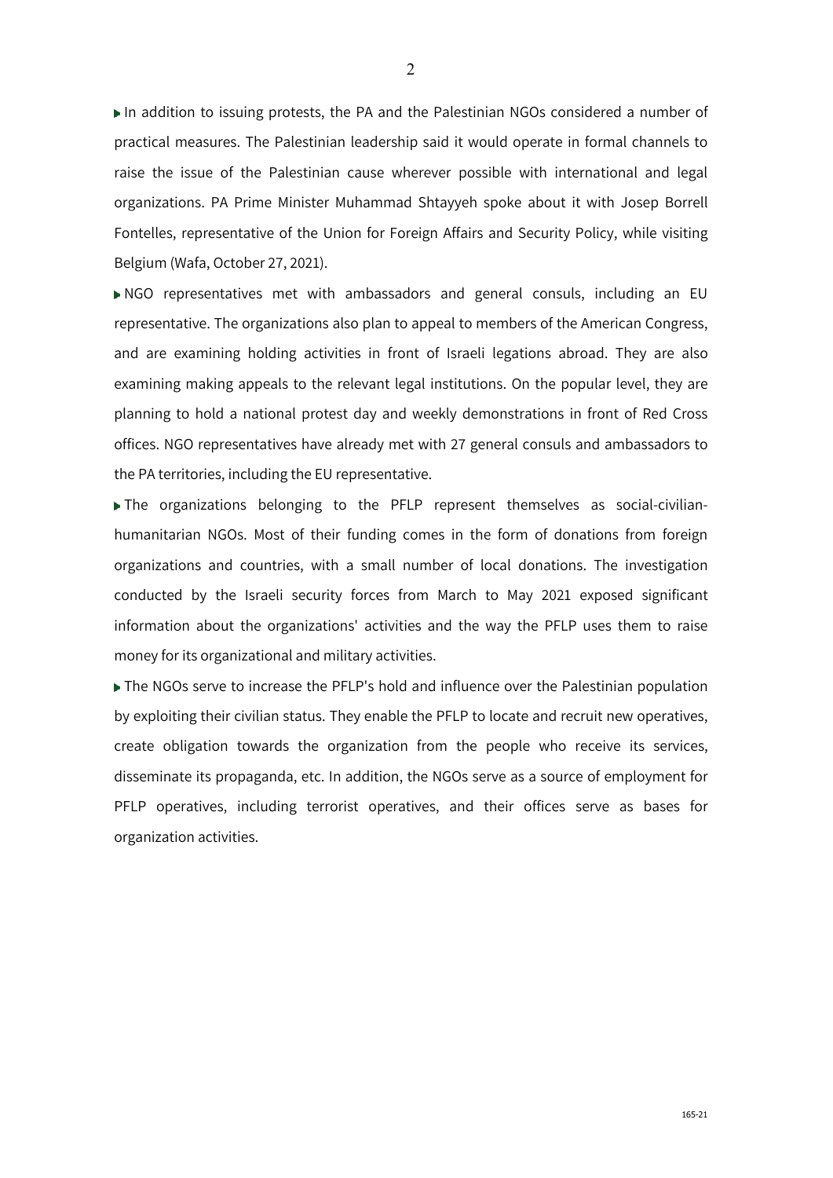- In addition to issuing protests, the PA and the Palestinian NGOs considered a number of practical measures. The Palestinian leadership said it would operate in formal channels to raise the issue of the Palestinian cause wherever possible with international and legal organizations. PA Prime Minister Muhammad Shtayyeh spoke about it with Josep Borrell Fontelles, representative of the Union for Foreign Affairs and Security Policy, while visiting Belgium (Wafa, October 27, 2021).

- NGO representatives met with ambassadors and general consuls, including an EU representative. The organizations also plan to appeal to members of the American Congress, and are examining holding activities in front of Israeli legations abroad. They are also examining making appeals to the relevant legal institutions. On the popular level, they are planning to hold a national protest day and weekly demonstrations in front of Red Cross offices. NGO representatives have already met with 27 general consuls and ambassadors to the PA territories, including the EU representative.

- The organizations belonging to the PFLP represent themselves as social-civilian-humanitarian NGOs. Most of their funding comes in the form of donations from foreign organizations and countries, with a small number of local donations. The investigation conducted by the Israeli security forces from March to May 2021 exposed significant information about the organizations' activities and the way the PFLP uses them to raise money for its organizational and military activities.

- The NGOs serve to increase the PFLP's hold and influence over the Palestinian population by exploiting their civilian status. They enable the PFLP to locate and recruit new operatives, create obligation towards the organization from the people who receive its services, disseminate its propaganda, etc. In addition, the NGOs serve as a source of employment for PFLP operatives, including terrorist operatives, and their offices serve as bases for organization activities.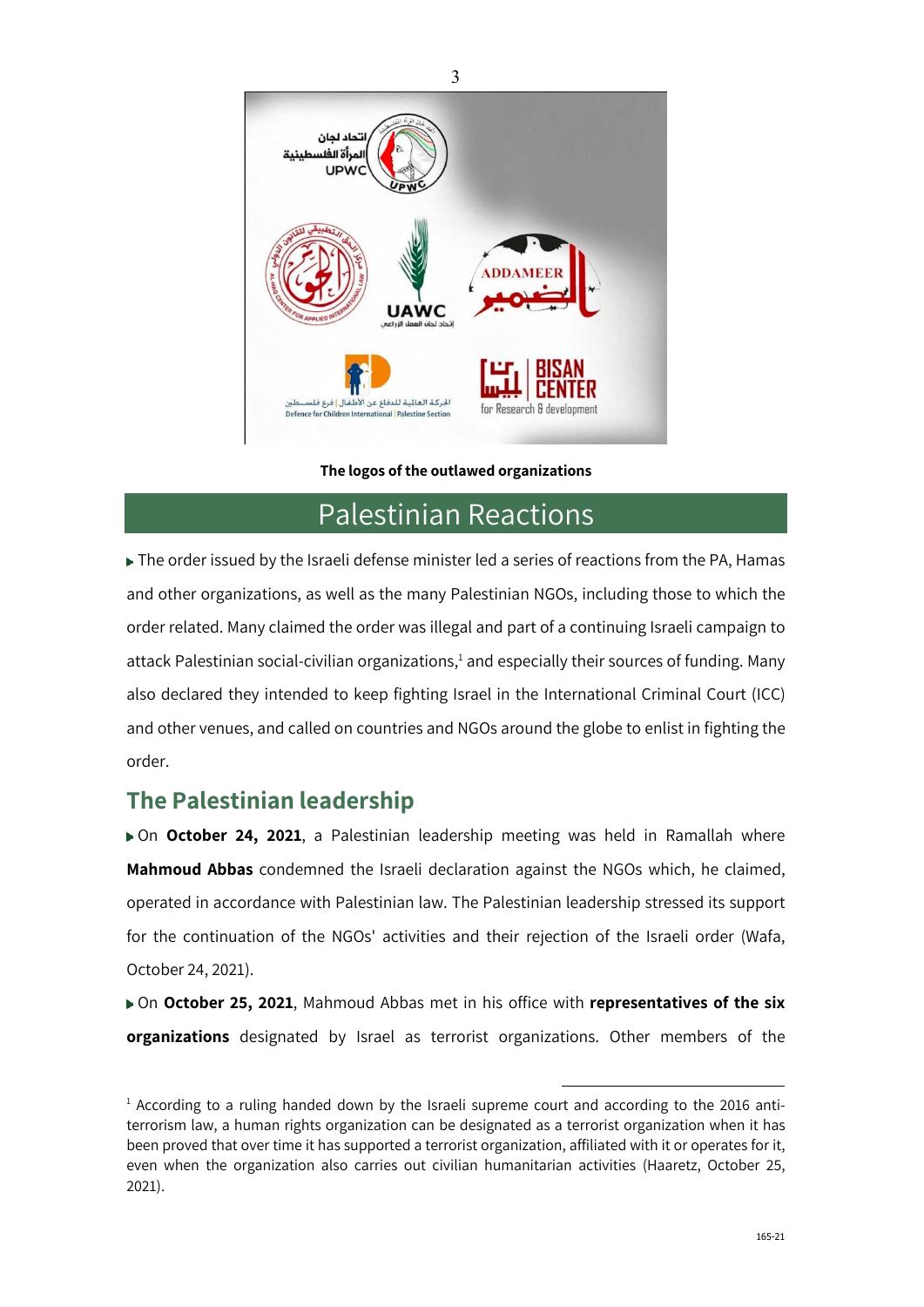**The logos of the outlawed organizations**

## Palestinian Reactions

- The order issued by the Israeli defense minister led a series of reactions from the PA, Hamas and other organizations, as well as the many Palestinian NGOs, including those to which the order related. Many claimed the order was illegal and part of a continuing Israeli campaign to attack Palestinian social-civilian organizations,[1] and especially their sources of funding. Many also declared they intended to keep fighting Israel in the International Criminal Court (ICC) and other venues, and called on countries and NGOs around the globe to enlist in fighting the order.

### The Palestinian leadership

- On **October 24, 2021**, a Palestinian leadership meeting was held in Ramallah where **Mahmoud Abbas** condemned the Israeli declaration against the NGOs which, he claimed, operated in accordance with Palestinian law. The Palestinian leadership stressed its support for the continuation of the NGOs' activities and their rejection of the Israeli order (Wafa, October 24, 2021).
- On **October 25, 2021**, Mahmoud Abbas met in his office with **representatives of the six organizations** designated by Israel as terrorist organizations. Other members of the

[1] According to a ruling handed down by the Israeli supreme court and according to the 2016 anti-terrorism law, a human rights organization can be designated as a terrorist organization when it has been proved that over time it has supported a terrorist organization, affiliated with it or operates for it, even when the organization also carries out civilian humanitarian activities (Haaretz, October 25, 2021).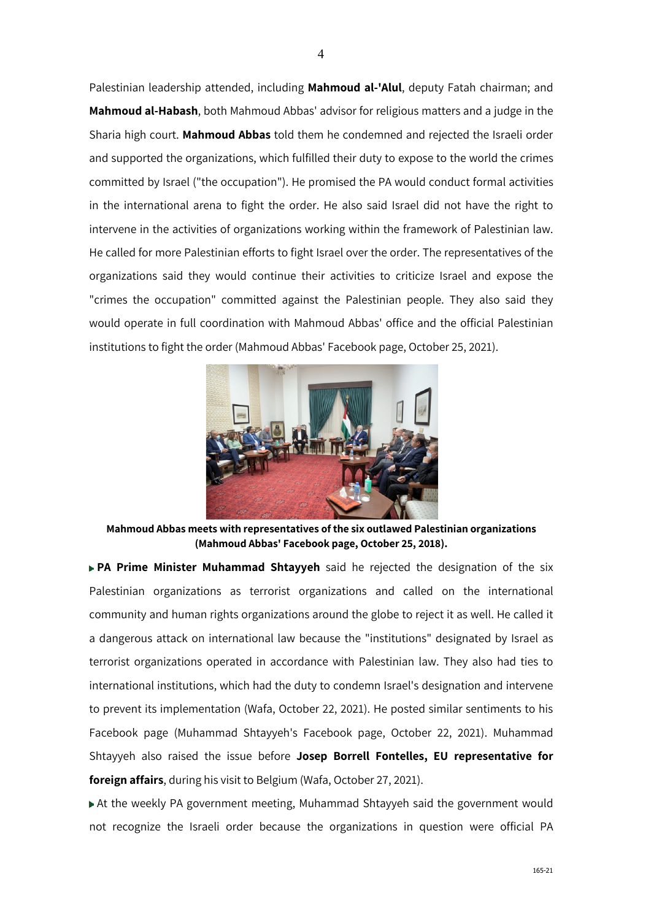Palestinian leadership attended, including **Mahmoud al-'Alul**, deputy Fatah chairman; and **Mahmoud al-Habash**, both Mahmoud Abbas' advisor for religious matters and a judge in the Sharia high court. **Mahmoud Abbas** told them he condemned and rejected the Israeli order and supported the organizations, which fulfilled their duty to expose to the world the crimes committed by Israel ("the occupation"). He promised the PA would conduct formal activities in the international arena to fight the order. He also said Israel did not have the right to intervene in the activities of organizations working within the framework of Palestinian law. He called for more Palestinian efforts to fight Israel over the order. The representatives of the organizations said they would continue their activities to criticize Israel and expose the "crimes the occupation" committed against the Palestinian people. They also said they would operate in full coordination with Mahmoud Abbas' office and the official Palestinian institutions to fight the order (Mahmoud Abbas' Facebook page, October 25, 2021).

**Mahmoud Abbas meets with representatives of the six outlawed Palestinian organizations (Mahmoud Abbas' Facebook page, October 25, 2018).**

- **PA Prime Minister Muhammad Shtayyeh** said he rejected the designation of the six Palestinian organizations as terrorist organizations and called on the international community and human rights organizations around the globe to reject it as well. He called it a dangerous attack on international law because the "institutions" designated by Israel as terrorist organizations operated in accordance with Palestinian law. They also had ties to international institutions, which had the duty to condemn Israel's designation and intervene to prevent its implementation (Wafa, October 22, 2021). He posted similar sentiments to his Facebook page (Muhammad Shtayyeh's Facebook page, October 22, 2021). Muhammad Shtayyeh also raised the issue before **Josep Borrell Fontelles, EU representative for foreign affairs**, during his visit to Belgium (Wafa, October 27, 2021).
- At the weekly PA government meeting, Muhammad Shtayyeh said the government would not recognize the Israeli order because the organizations in question were official PA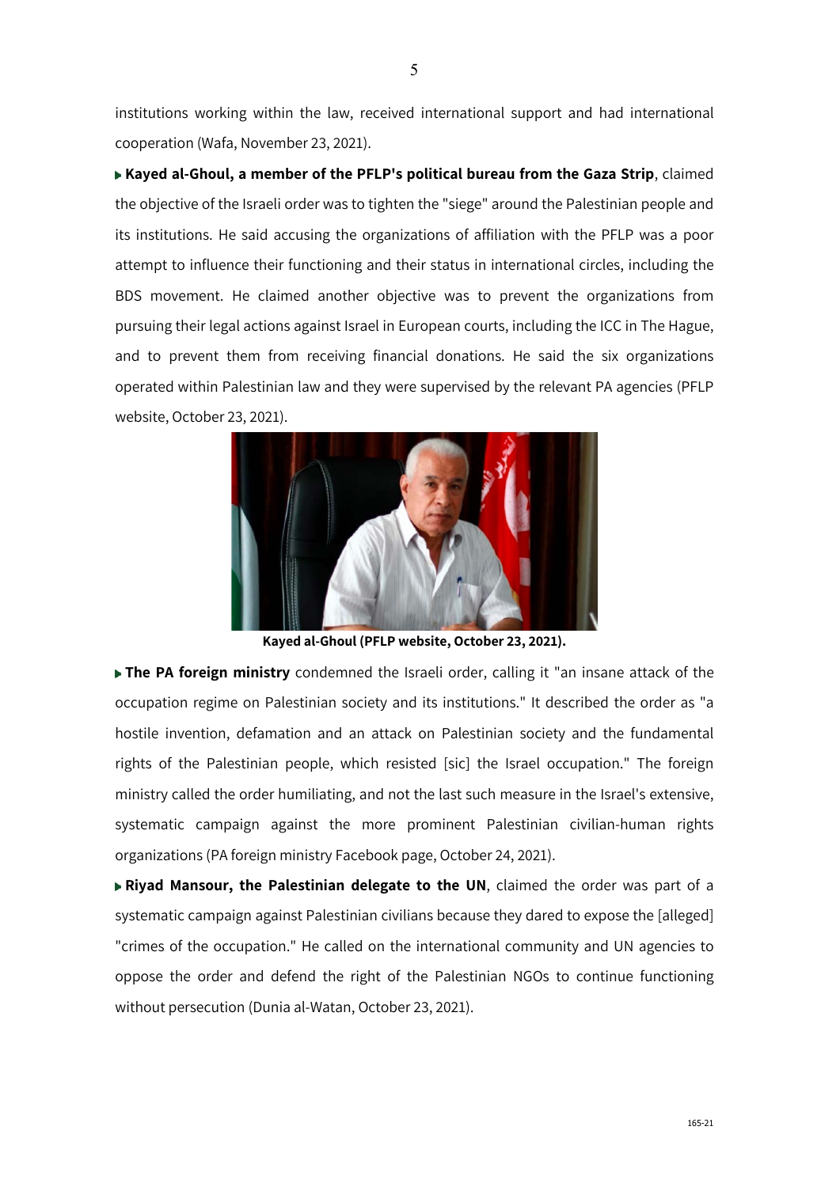institutions working within the law, received international support and had international cooperation (Wafa, November 23, 2021).

- **Kayed al-Ghoul, a member of the PFLP's political bureau from the Gaza Strip**, claimed the objective of the Israeli order was to tighten the "siege" around the Palestinian people and its institutions. He said accusing the organizations of affiliation with the PFLP was a poor attempt to influence their functioning and their status in international circles, including the BDS movement. He claimed another objective was to prevent the organizations from pursuing their legal actions against Israel in European courts, including the ICC in The Hague, and to prevent them from receiving financial donations. He said the six organizations operated within Palestinian law and they were supervised by the relevant PA agencies (PFLP website, October 23, 2021).

**Kayed al-Ghoul (PFLP website, October 23, 2021).**

- **The PA foreign ministry** condemned the Israeli order, calling it "an insane attack of the occupation regime on Palestinian society and its institutions." It described the order as "a hostile invention, defamation and an attack on Palestinian society and the fundamental rights of the Palestinian people, which resisted [sic] the Israel occupation." The foreign ministry called the order humiliating, and not the last such measure in the Israel's extensive, systematic campaign against the more prominent Palestinian civilian-human rights organizations (PA foreign ministry Facebook page, October 24, 2021).

- **Riyad Mansour, the Palestinian delegate to the UN**, claimed the order was part of a systematic campaign against Palestinian civilians because they dared to expose the [alleged] "crimes of the occupation." He called on the international community and UN agencies to oppose the order and defend the right of the Palestinian NGOs to continue functioning without persecution (Dunia al-Watan, October 23, 2021).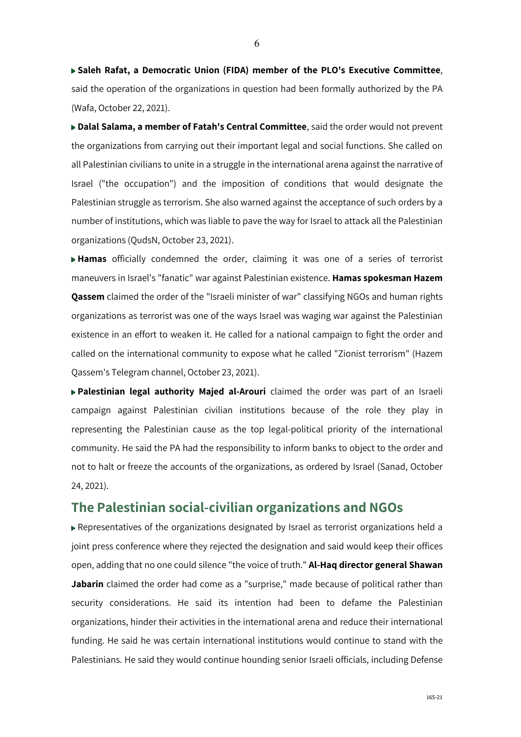- **Saleh Rafat, a Democratic Union (FIDA) member of the PLO's Executive Committee**, said the operation of the organizations in question had been formally authorized by the PA (Wafa, October 22, 2021).
- **Dalal Salama, a member of Fatah's Central Committee**, said the order would not prevent the organizations from carrying out their important legal and social functions. She called on all Palestinian civilians to unite in a struggle in the international arena against the narrative of Israel ("the occupation") and the imposition of conditions that would designate the Palestinian struggle as terrorism. She also warned against the acceptance of such orders by a number of institutions, which was liable to pave the way for Israel to attack all the Palestinian organizations (QudsN, October 23, 2021).
- **Hamas** officially condemned the order, claiming it was one of a series of terrorist maneuvers in Israel's "fanatic" war against Palestinian existence. **Hamas spokesman Hazem Qassem** claimed the order of the "Israeli minister of war" classifying NGOs and human rights organizations as terrorist was one of the ways Israel was waging war against the Palestinian existence in an effort to weaken it. He called for a national campaign to fight the order and called on the international community to expose what he called "Zionist terrorism" (Hazem Qassem's Telegram channel, October 23, 2021).
- **Palestinian legal authority Majed al-Arouri** claimed the order was part of an Israeli campaign against Palestinian civilian institutions because of the role they play in representing the Palestinian cause as the top legal-political priority of the international community. He said the PA had the responsibility to inform banks to object to the order and not to halt or freeze the accounts of the organizations, as ordered by Israel (Sanad, October 24, 2021).

## The Palestinian social-civilian organizations and NGOs

- Representatives of the organizations designated by Israel as terrorist organizations held a joint press conference where they rejected the designation and said would keep their offices open, adding that no one could silence "the voice of truth." **Al-Haq director general Shawan Jabarin** claimed the order had come as a "surprise," made because of political rather than security considerations. He said its intention had been to defame the Palestinian organizations, hinder their activities in the international arena and reduce their international funding. He said he was certain international institutions would continue to stand with the Palestinians. He said they would continue hounding senior Israeli officials, including Defense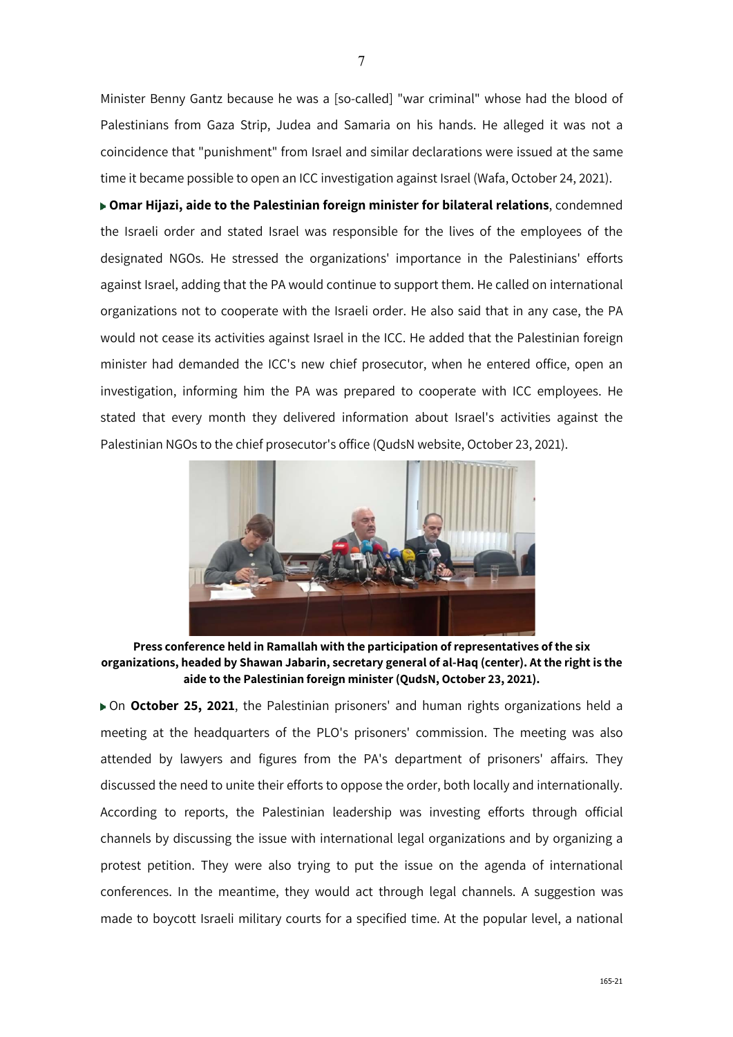Minister Benny Gantz because he was a [so-called] "war criminal" whose had the blood of Palestinians from Gaza Strip, Judea and Samaria on his hands. He alleged it was not a coincidence that "punishment" from Israel and similar declarations were issued at the same time it became possible to open an ICC investigation against Israel (Wafa, October 24, 2021).

- **Omar Hijazi, aide to the Palestinian foreign minister for bilateral relations**, condemned the Israeli order and stated Israel was responsible for the lives of the employees of the designated NGOs. He stressed the organizations' importance in the Palestinians' efforts against Israel, adding that the PA would continue to support them. He called on international organizations not to cooperate with the Israeli order. He also said that in any case, the PA would not cease its activities against Israel in the ICC. He added that the Palestinian foreign minister had demanded the ICC's new chief prosecutor, when he entered office, open an investigation, informing him the PA was prepared to cooperate with ICC employees. He stated that every month they delivered information about Israel's activities against the Palestinian NGOs to the chief prosecutor's office (QudsN website, October 23, 2021).

**Press conference held in Ramallah with the participation of representatives of the six organizations, headed by Shawan Jabarin, secretary general of al-Haq (center). At the right is the aide to the Palestinian foreign minister (QudsN, October 23, 2021).**

- On **October 25, 2021**, the Palestinian prisoners' and human rights organizations held a meeting at the headquarters of the PLO's prisoners' commission. The meeting was also attended by lawyers and figures from the PA's department of prisoners' affairs. They discussed the need to unite their efforts to oppose the order, both locally and internationally. According to reports, the Palestinian leadership was investing efforts through official channels by discussing the issue with international legal organizations and by organizing a protest petition. They were also trying to put the issue on the agenda of international conferences. In the meantime, they would act through legal channels. A suggestion was made to boycott Israeli military courts for a specified time. At the popular level, a national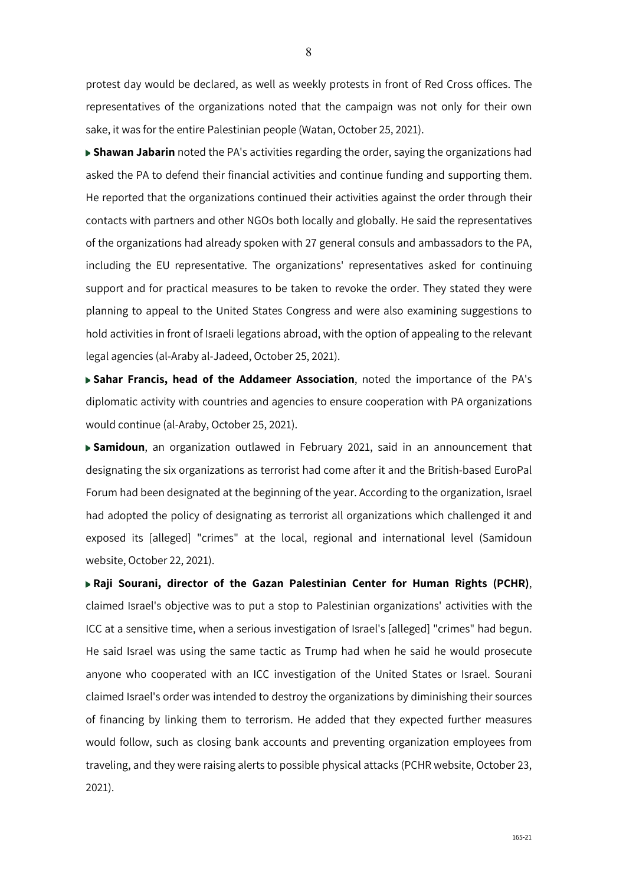protest day would be declared, as well as weekly protests in front of Red Cross offices. The representatives of the organizations noted that the campaign was not only for their own sake, it was for the entire Palestinian people (Watan, October 25, 2021).

- **Shawan Jabarin** noted the PA's activities regarding the order, saying the organizations had asked the PA to defend their financial activities and continue funding and supporting them. He reported that the organizations continued their activities against the order through their contacts with partners and other NGOs both locally and globally. He said the representatives of the organizations had already spoken with 27 general consuls and ambassadors to the PA, including the EU representative. The organizations' representatives asked for continuing support and for practical measures to be taken to revoke the order. They stated they were planning to appeal to the United States Congress and were also examining suggestions to hold activities in front of Israeli legations abroad, with the option of appealing to the relevant legal agencies (al-Araby al-Jadeed, October 25, 2021).

- **Sahar Francis, head of the Addameer Association**, noted the importance of the PA's diplomatic activity with countries and agencies to ensure cooperation with PA organizations would continue (al-Araby, October 25, 2021).

- **Samidoun**, an organization outlawed in February 2021, said in an announcement that designating the six organizations as terrorist had come after it and the British-based EuroPal Forum had been designated at the beginning of the year. According to the organization, Israel had adopted the policy of designating as terrorist all organizations which challenged it and exposed its [alleged] "crimes" at the local, regional and international level (Samidoun website, October 22, 2021).

- **Raji Sourani, director of the Gazan Palestinian Center for Human Rights (PCHR)**, claimed Israel's objective was to put a stop to Palestinian organizations' activities with the ICC at a sensitive time, when a serious investigation of Israel's [alleged] "crimes" had begun. He said Israel was using the same tactic as Trump had when he said he would prosecute anyone who cooperated with an ICC investigation of the United States or Israel. Sourani claimed Israel's order was intended to destroy the organizations by diminishing their sources of financing by linking them to terrorism. He added that they expected further measures would follow, such as closing bank accounts and preventing organization employees from traveling, and they were raising alerts to possible physical attacks (PCHR website, October 23, 2021).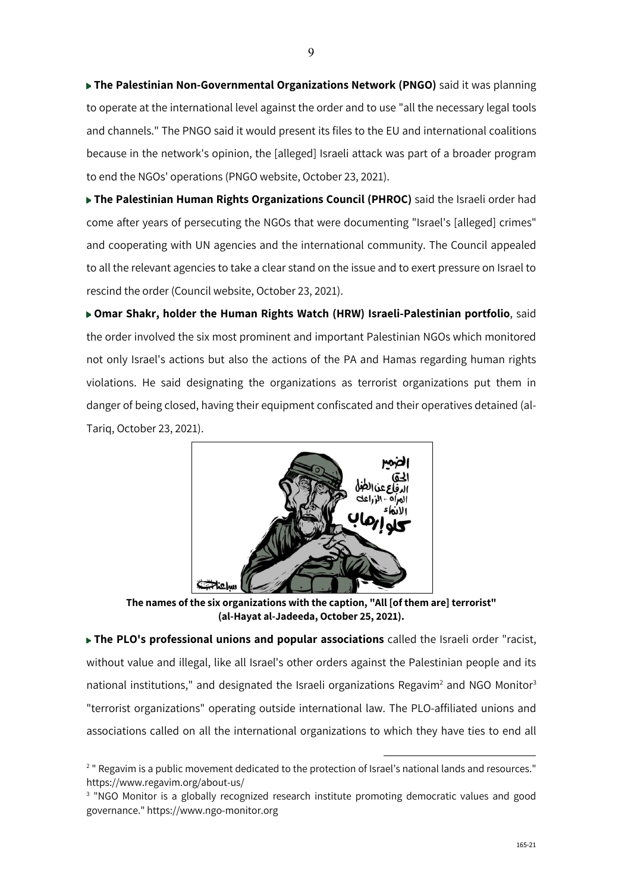▶ **The Palestinian Non-Governmental Organizations Network (PNGO)** said it was planning to operate at the international level against the order and to use "all the necessary legal tools and channels." The PNGO said it would present its files to the EU and international coalitions because in the network's opinion, the [alleged] Israeli attack was part of a broader program to end the NGOs' operations (PNGO website, October 23, 2021).

▶ **The Palestinian Human Rights Organizations Council (PHROC)** said the Israeli order had come after years of persecuting the NGOs that were documenting "Israel's [alleged] crimes" and cooperating with UN agencies and the international community. The Council appealed to all the relevant agencies to take a clear stand on the issue and to exert pressure on Israel to rescind the order (Council website, October 23, 2021).

▶ **Omar Shakr, holder the Human Rights Watch (HRW) Israeli-Palestinian portfolio**, said the order involved the six most prominent and important Palestinian NGOs which monitored not only Israel's actions but also the actions of the PA and Hamas regarding human rights violations. He said designating the organizations as terrorist organizations put them in danger of being closed, having their equipment confiscated and their operatives detained (al-Tariq, October 23, 2021).

**The names of the six organizations with the caption, "All [of them are] terrorist" (al-Hayat al-Jadeeda, October 25, 2021).**

▶ **The PLO's professional unions and popular associations** called the Israeli order "racist, without value and illegal, like all Israel's other orders against the Palestinian people and its national institutions," and designated the Israeli organizations Regavim[2] and NGO Monitor[3] "terrorist organizations" operating outside international law. The PLO-affiliated unions and associations called on all the international organizations to which they have ties to end all

[2] " Regavim is a public movement dedicated to the protection of Israel's national lands and resources." https://www.regavim.org/about-us/

[3] "NGO Monitor is a globally recognized research institute promoting democratic values and good governance." https://www.ngo-monitor.org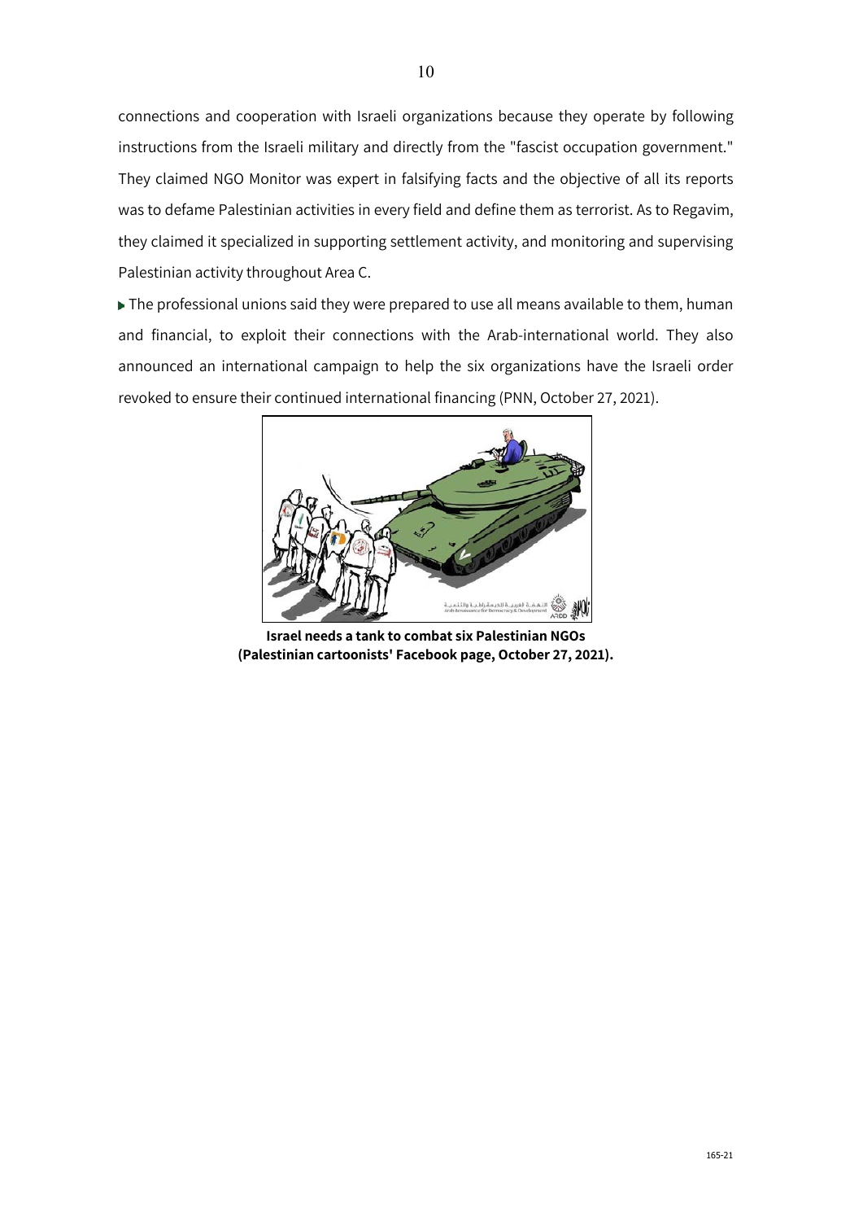connections and cooperation with Israeli organizations because they operate by following instructions from the Israeli military and directly from the "fascist occupation government." They claimed NGO Monitor was expert in falsifying facts and the objective of all its reports was to defame Palestinian activities in every field and define them as terrorist. As to Regavim, they claimed it specialized in supporting settlement activity, and monitoring and supervising Palestinian activity throughout Area C.

- The professional unions said they were prepared to use all means available to them, human and financial, to exploit their connections with the Arab-international world. They also announced an international campaign to help the six organizations have the Israeli order revoked to ensure their continued international financing (PNN, October 27, 2021).

**Israel needs a tank to combat six Palestinian NGOs (Palestinian cartoonists' Facebook page, October 27, 2021).**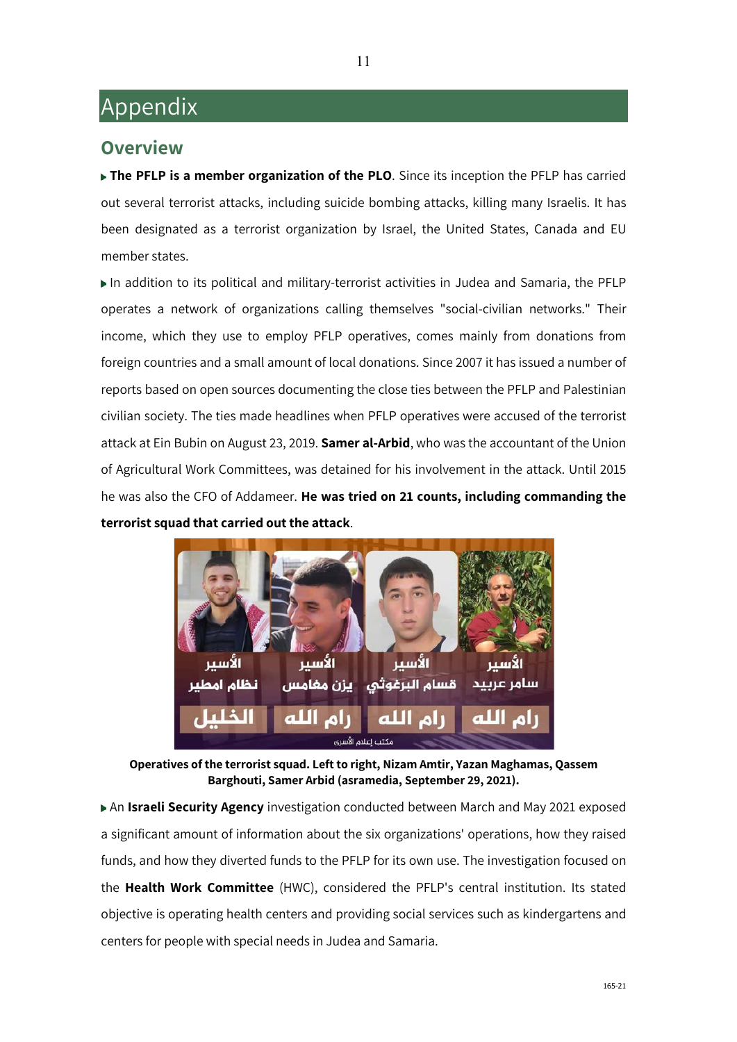# Appendix

## Overview

- **The PFLP is a member organization of the PLO**. Since its inception the PFLP has carried out several terrorist attacks, including suicide bombing attacks, killing many Israelis. It has been designated as a terrorist organization by Israel, the United States, Canada and EU member states.
- In addition to its political and military-terrorist activities in Judea and Samaria, the PFLP operates a network of organizations calling themselves "social-civilian networks." Their income, which they use to employ PFLP operatives, comes mainly from donations from foreign countries and a small amount of local donations. Since 2007 it has issued a number of reports based on open sources documenting the close ties between the PFLP and Palestinian civilian society. The ties made headlines when PFLP operatives were accused of the terrorist attack at Ein Bubin on August 23, 2019. **Samer al-Arbid**, who was the accountant of the Union of Agricultural Work Committees, was detained for his involvement in the attack. Until 2015 he was also the CFO of Addameer. **He was tried on 21 counts, including commanding the terrorist squad that carried out the attack**.

**Operatives of the terrorist squad. Left to right, Nizam Amtir, Yazan Maghamas, Qassem Barghouti, Samer Arbid (asramedia, September 29, 2021).**

- An **Israeli Security Agency** investigation conducted between March and May 2021 exposed a significant amount of information about the six organizations' operations, how they raised funds, and how they diverted funds to the PFLP for its own use. The investigation focused on the **Health Work Committee** (HWC), considered the PFLP's central institution. Its stated objective is operating health centers and providing social services such as kindergartens and centers for people with special needs in Judea and Samaria.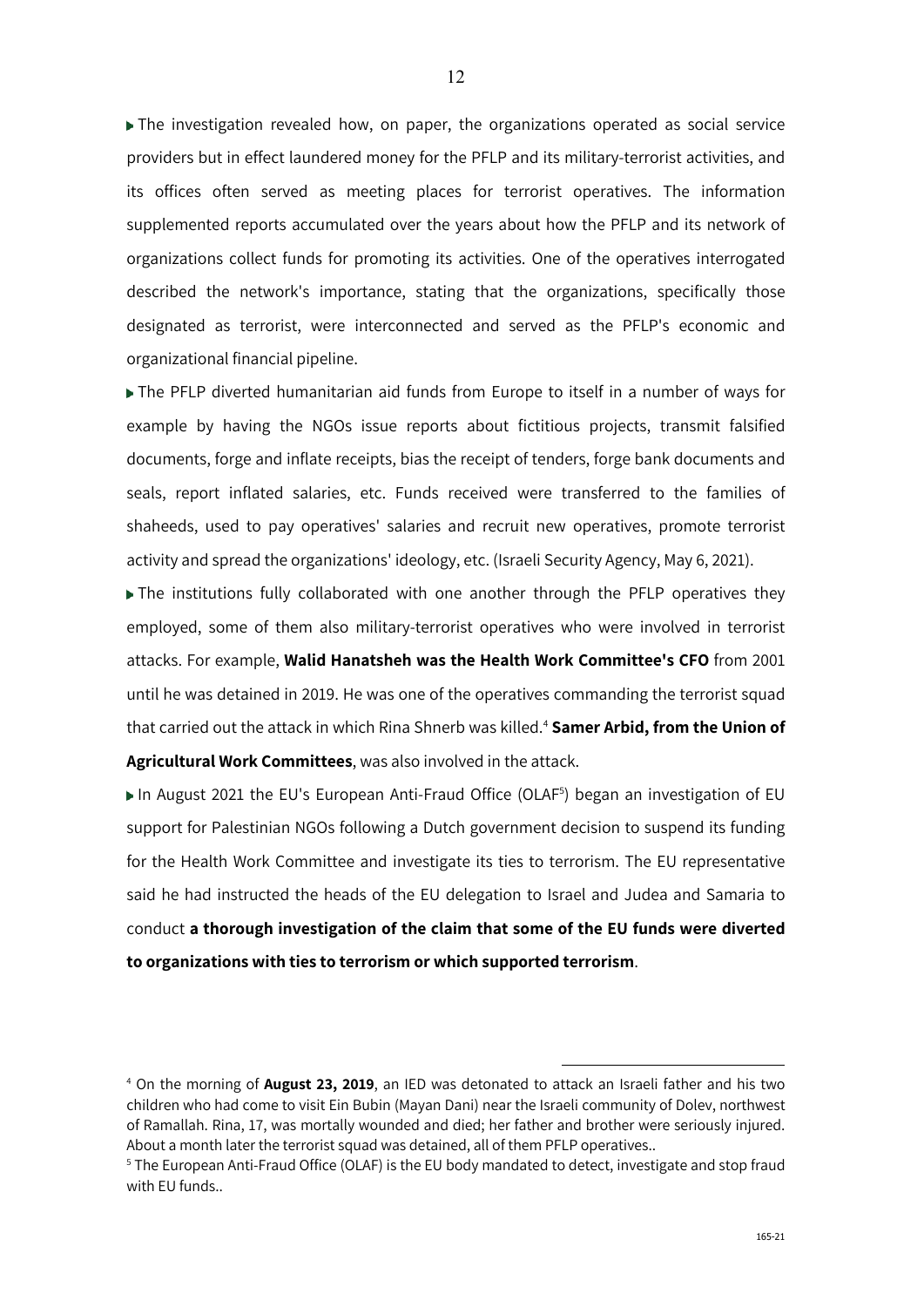▶ The investigation revealed how, on paper, the organizations operated as social service providers but in effect laundered money for the PFLP and its military-terrorist activities, and its offices often served as meeting places for terrorist operatives. The information supplemented reports accumulated over the years about how the PFLP and its network of organizations collect funds for promoting its activities. One of the operatives interrogated described the network's importance, stating that the organizations, specifically those designated as terrorist, were interconnected and served as the PFLP's economic and organizational financial pipeline.

▶ The PFLP diverted humanitarian aid funds from Europe to itself in a number of ways for example by having the NGOs issue reports about fictitious projects, transmit falsified documents, forge and inflate receipts, bias the receipt of tenders, forge bank documents and seals, report inflated salaries, etc. Funds received were transferred to the families of shaheeds, used to pay operatives' salaries and recruit new operatives, promote terrorist activity and spread the organizations' ideology, etc. (Israeli Security Agency, May 6, 2021).

▶ The institutions fully collaborated with one another through the PFLP operatives they employed, some of them also military-terrorist operatives who were involved in terrorist attacks. For example, **Walid Hanatsheh was the Health Work Committee's CFO** from 2001 until he was detained in 2019. He was one of the operatives commanding the terrorist squad that carried out the attack in which Rina Shnerb was killed.[4] **Samer Arbid, from the Union of Agricultural Work Committees**, was also involved in the attack.

▶ In August 2021 the EU's European Anti-Fraud Office (OLAF[5]) began an investigation of EU support for Palestinian NGOs following a Dutch government decision to suspend its funding for the Health Work Committee and investigate its ties to terrorism. The EU representative said he had instructed the heads of the EU delegation to Israel and Judea and Samaria to conduct **a thorough investigation of the claim that some of the EU funds were diverted to organizations with ties to terrorism or which supported terrorism**.

---

[4] On the morning of **August 23, 2019**, an IED was detonated to attack an Israeli father and his two children who had come to visit Ein Bubin (Mayan Dani) near the Israeli community of Dolev, northwest of Ramallah. Rina, 17, was mortally wounded and died; her father and brother were seriously injured. About a month later the terrorist squad was detained, all of them PFLP operatives..

[5] The European Anti-Fraud Office (OLAF) is the EU body mandated to detect, investigate and stop fraud with EU funds..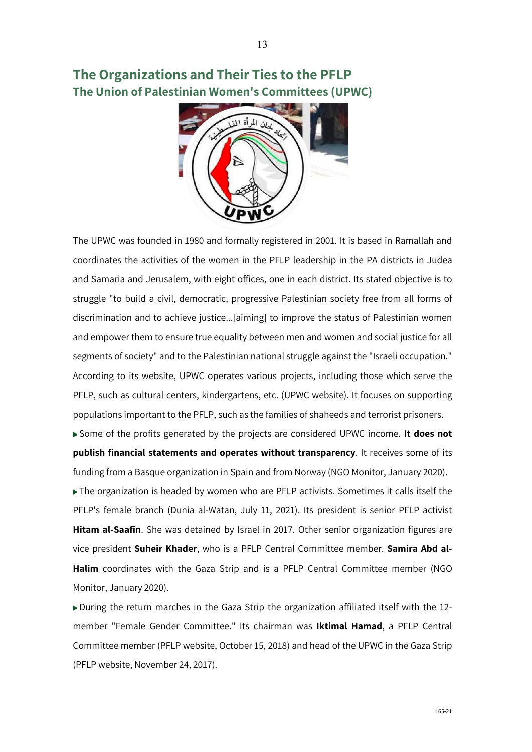## The Organizations and Their Ties to the PFLP

### The Union of Palestinian Women's Committees (UPWC)

The UPWC was founded in 1980 and formally registered in 2001. It is based in Ramallah and coordinates the activities of the women in the PFLP leadership in the PA districts in Judea and Samaria and Jerusalem, with eight offices, one in each district. Its stated objective is to struggle "to build a civil, democratic, progressive Palestinian society free from all forms of discrimination and to achieve justice...[aiming] to improve the status of Palestinian women and empower them to ensure true equality between men and women and social justice for all segments of society" and to the Palestinian national struggle against the "Israeli occupation." According to its website, UPWC operates various projects, including those which serve the PFLP, such as cultural centers, kindergartens, etc. (UPWC website). It focuses on supporting populations important to the PFLP, such as the families of shaheeds and terrorist prisoners.

- Some of the profits generated by the projects are considered UPWC income. **It does not publish financial statements and operates without transparency**. It receives some of its funding from a Basque organization in Spain and from Norway (NGO Monitor, January 2020).
- The organization is headed by women who are PFLP activists. Sometimes it calls itself the PFLP's female branch (Dunia al-Watan, July 11, 2021). Its president is senior PFLP activist **Hitam al-Saafin**. She was detained by Israel in 2017. Other senior organization figures are vice president **Suheir Khader**, who is a PFLP Central Committee member. **Samira Abd al-Halim** coordinates with the Gaza Strip and is a PFLP Central Committee member (NGO Monitor, January 2020).
- During the return marches in the Gaza Strip the organization affiliated itself with the 12-member "Female Gender Committee." Its chairman was **Iktimal Hamad**, a PFLP Central Committee member (PFLP website, October 15, 2018) and head of the UPWC in the Gaza Strip (PFLP website, November 24, 2017).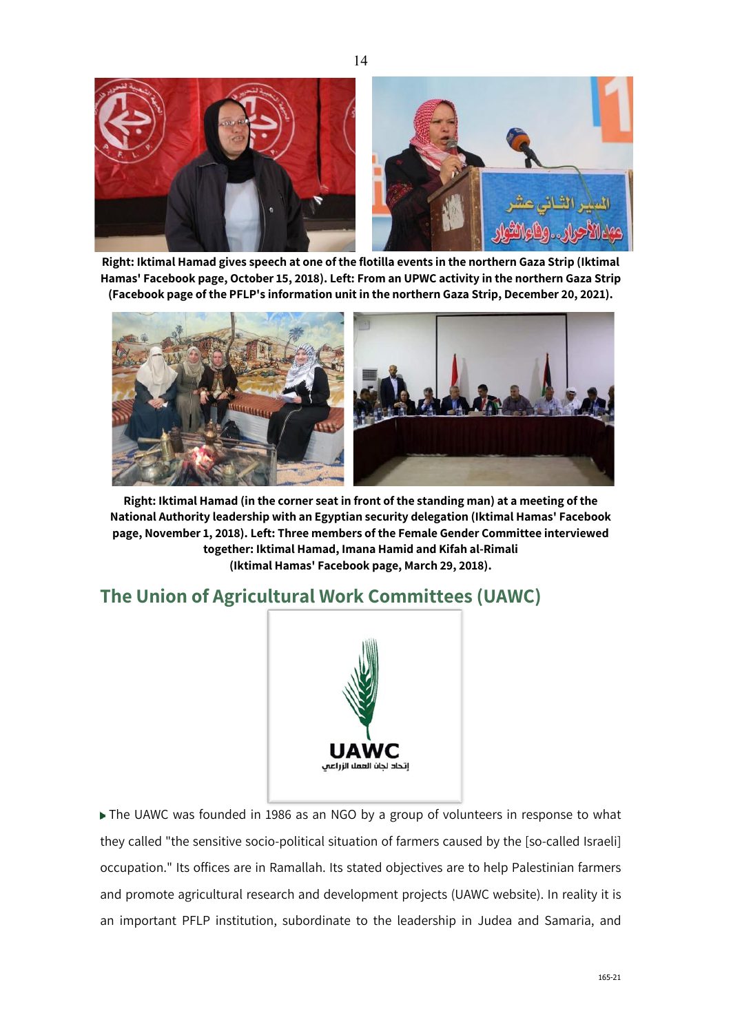**Right: Iktimal Hamad gives speech at one of the flotilla events in the northern Gaza Strip (Iktimal Hamas' Facebook page, October 15, 2018). Left: From an UPWC activity in the northern Gaza Strip (Facebook page of the PFLP's information unit in the northern Gaza Strip, December 20, 2021).**

**Right: Iktimal Hamad (in the corner seat in front of the standing man) at a meeting of the National Authority leadership with an Egyptian security delegation (Iktimal Hamas' Facebook page, November 1, 2018). Left: Three members of the Female Gender Committee interviewed together: Iktimal Hamad, Imana Hamid and Kifah al-Rimali (Iktimal Hamas' Facebook page, March 29, 2018).**

## The Union of Agricultural Work Committees (UAWC)

- The UAWC was founded in 1986 as an NGO by a group of volunteers in response to what they called "the sensitive socio-political situation of farmers caused by the [so-called Israeli] occupation." Its offices are in Ramallah. Its stated objectives are to help Palestinian farmers and promote agricultural research and development projects (UAWC website). In reality it is an important PFLP institution, subordinate to the leadership in Judea and Samaria, and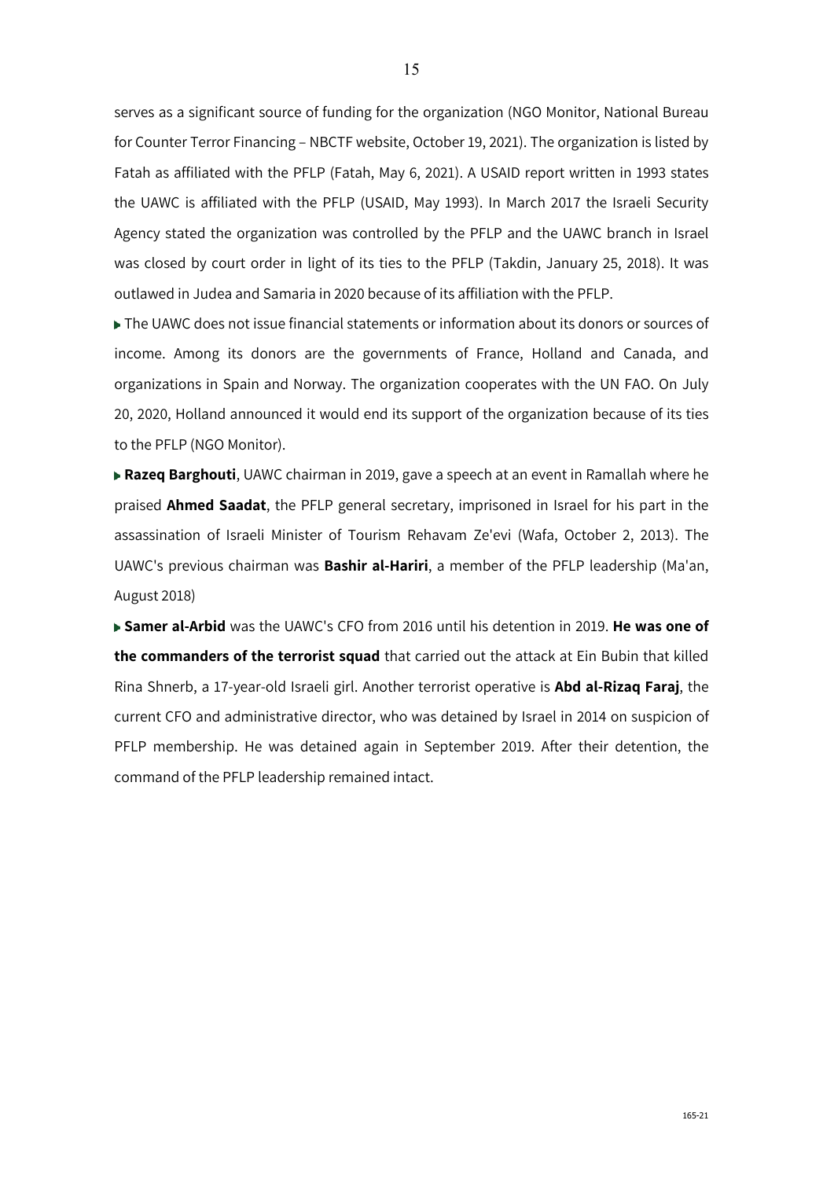serves as a significant source of funding for the organization (NGO Monitor, National Bureau for Counter Terror Financing – NBCTF website, October 19, 2021). The organization is listed by Fatah as affiliated with the PFLP (Fatah, May 6, 2021). A USAID report written in 1993 states the UAWC is affiliated with the PFLP (USAID, May 1993). In March 2017 the Israeli Security Agency stated the organization was controlled by the PFLP and the UAWC branch in Israel was closed by court order in light of its ties to the PFLP (Takdin, January 25, 2018). It was outlawed in Judea and Samaria in 2020 because of its affiliation with the PFLP.

- The UAWC does not issue financial statements or information about its donors or sources of income. Among its donors are the governments of France, Holland and Canada, and organizations in Spain and Norway. The organization cooperates with the UN FAO. On July 20, 2020, Holland announced it would end its support of the organization because of its ties to the PFLP (NGO Monitor).

- **Razeq Barghouti**, UAWC chairman in 2019, gave a speech at an event in Ramallah where he praised **Ahmed Saadat**, the PFLP general secretary, imprisoned in Israel for his part in the assassination of Israeli Minister of Tourism Rehavam Ze'evi (Wafa, October 2, 2013). The UAWC's previous chairman was **Bashir al-Hariri**, a member of the PFLP leadership (Ma'an, August 2018)

- **Samer al-Arbid** was the UAWC's CFO from 2016 until his detention in 2019. **He was one of the commanders of the terrorist squad** that carried out the attack at Ein Bubin that killed Rina Shnerb, a 17-year-old Israeli girl. Another terrorist operative is **Abd al-Rizaq Faraj**, the current CFO and administrative director, who was detained by Israel in 2014 on suspicion of PFLP membership. He was detained again in September 2019. After their detention, the command of the PFLP leadership remained intact.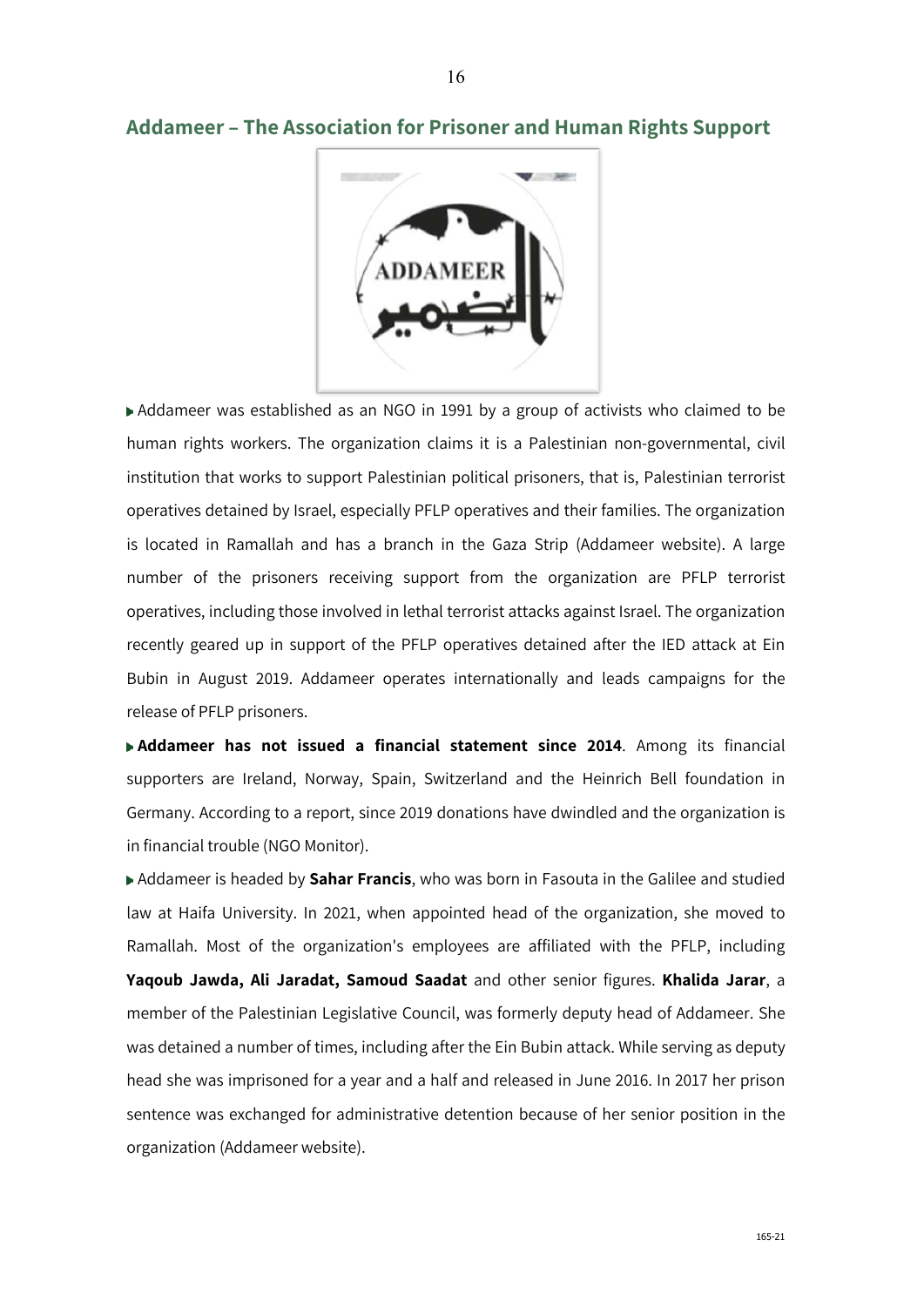## Addameer – The Association for Prisoner and Human Rights Support

▶ Addameer was established as an NGO in 1991 by a group of activists who claimed to be human rights workers. The organization claims it is a Palestinian non-governmental, civil institution that works to support Palestinian political prisoners, that is, Palestinian terrorist operatives detained by Israel, especially PFLP operatives and their families. The organization is located in Ramallah and has a branch in the Gaza Strip (Addameer website). A large number of the prisoners receiving support from the organization are PFLP terrorist operatives, including those involved in lethal terrorist attacks against Israel. The organization recently geared up in support of the PFLP operatives detained after the IED attack at Ein Bubin in August 2019. Addameer operates internationally and leads campaigns for the release of PFLP prisoners.

▶ **Addameer has not issued a financial statement since 2014**. Among its financial supporters are Ireland, Norway, Spain, Switzerland and the Heinrich Bell foundation in Germany. According to a report, since 2019 donations have dwindled and the organization is in financial trouble (NGO Monitor).

▶ Addameer is headed by **Sahar Francis**, who was born in Fasouta in the Galilee and studied law at Haifa University. In 2021, when appointed head of the organization, she moved to Ramallah. Most of the organization's employees are affiliated with the PFLP, including **Yaqoub Jawda, Ali Jaradat, Samoud Saadat** and other senior figures. **Khalida Jarar**, a member of the Palestinian Legislative Council, was formerly deputy head of Addameer. She was detained a number of times, including after the Ein Bubin attack. While serving as deputy head she was imprisoned for a year and a half and released in June 2016. In 2017 her prison sentence was exchanged for administrative detention because of her senior position in the organization (Addameer website).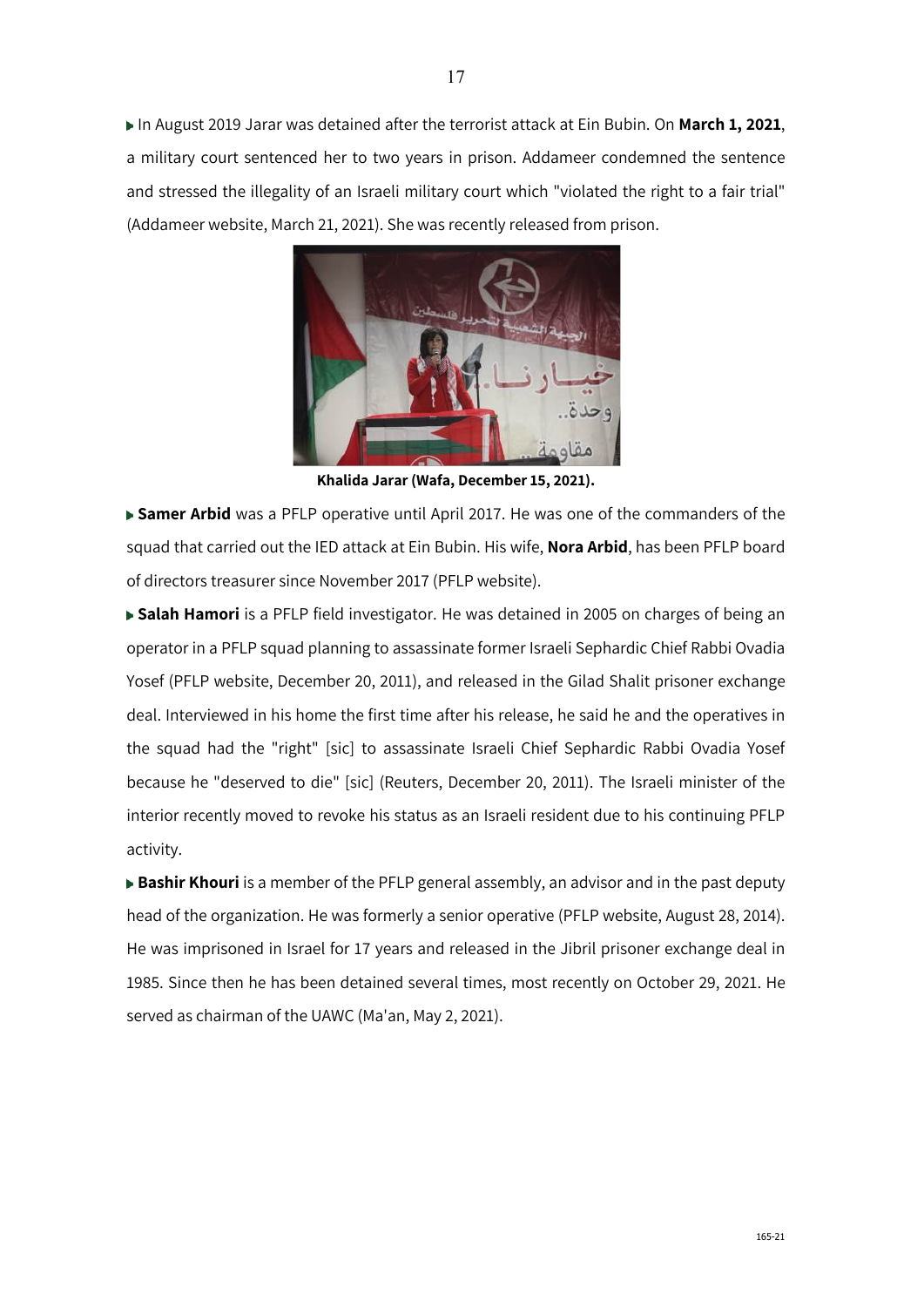▶ In August 2019 Jarar was detained after the terrorist attack at Ein Bubin. On **March 1, 2021**, a military court sentenced her to two years in prison. Addameer condemned the sentence and stressed the illegality of an Israeli military court which "violated the right to a fair trial" (Addameer website, March 21, 2021). She was recently released from prison.

**Khalida Jarar (Wafa, December 15, 2021).**

▶ **Samer Arbid** was a PFLP operative until April 2017. He was one of the commanders of the squad that carried out the IED attack at Ein Bubin. His wife, **Nora Arbid**, has been PFLP board of directors treasurer since November 2017 (PFLP website).

▶ **Salah Hamori** is a PFLP field investigator. He was detained in 2005 on charges of being an operator in a PFLP squad planning to assassinate former Israeli Sephardic Chief Rabbi Ovadia Yosef (PFLP website, December 20, 2011), and released in the Gilad Shalit prisoner exchange deal. Interviewed in his home the first time after his release, he said he and the operatives in the squad had the "right" [sic] to assassinate Israeli Chief Sephardic Rabbi Ovadia Yosef because he "deserved to die" [sic] (Reuters, December 20, 2011). The Israeli minister of the interior recently moved to revoke his status as an Israeli resident due to his continuing PFLP activity.

▶ **Bashir Khouri** is a member of the PFLP general assembly, an advisor and in the past deputy head of the organization. He was formerly a senior operative (PFLP website, August 28, 2014). He was imprisoned in Israel for 17 years and released in the Jibril prisoner exchange deal in 1985. Since then he has been detained several times, most recently on October 29, 2021. He served as chairman of the UAWC (Ma'an, May 2, 2021).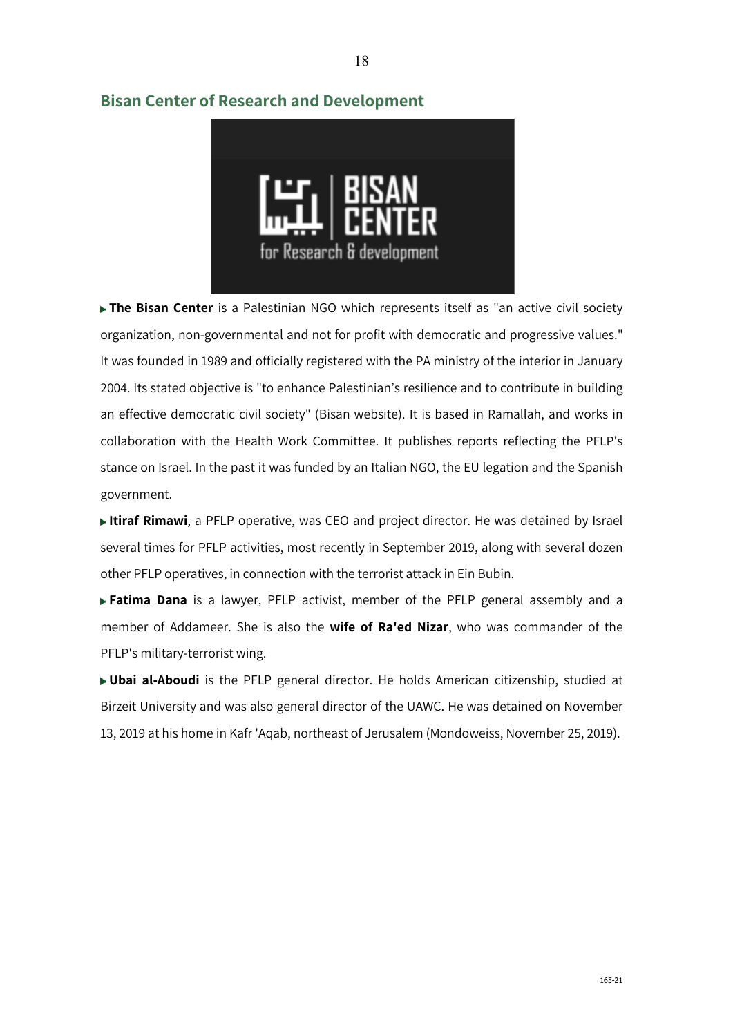## Bisan Center of Research and Development

- **The Bisan Center** is a Palestinian NGO which represents itself as "an active civil society organization, non-governmental and not for profit with democratic and progressive values." It was founded in 1989 and officially registered with the PA ministry of the interior in January 2004. Its stated objective is "to enhance Palestinian's resilience and to contribute in building an effective democratic civil society" (Bisan website). It is based in Ramallah, and works in collaboration with the Health Work Committee. It publishes reports reflecting the PFLP's stance on Israel. In the past it was funded by an Italian NGO, the EU legation and the Spanish government.

- **Itiraf Rimawi**, a PFLP operative, was CEO and project director. He was detained by Israel several times for PFLP activities, most recently in September 2019, along with several dozen other PFLP operatives, in connection with the terrorist attack in Ein Bubin.

- **Fatima Dana** is a lawyer, PFLP activist, member of the PFLP general assembly and a member of Addameer. She is also the **wife of Ra'ed Nizar**, who was commander of the PFLP's military-terrorist wing.

- **Ubai al-Aboudi** is the PFLP general director. He holds American citizenship, studied at Birzeit University and was also general director of the UAWC. He was detained on November 13, 2019 at his home in Kafr 'Aqab, northeast of Jerusalem (Mondoweiss, November 25, 2019).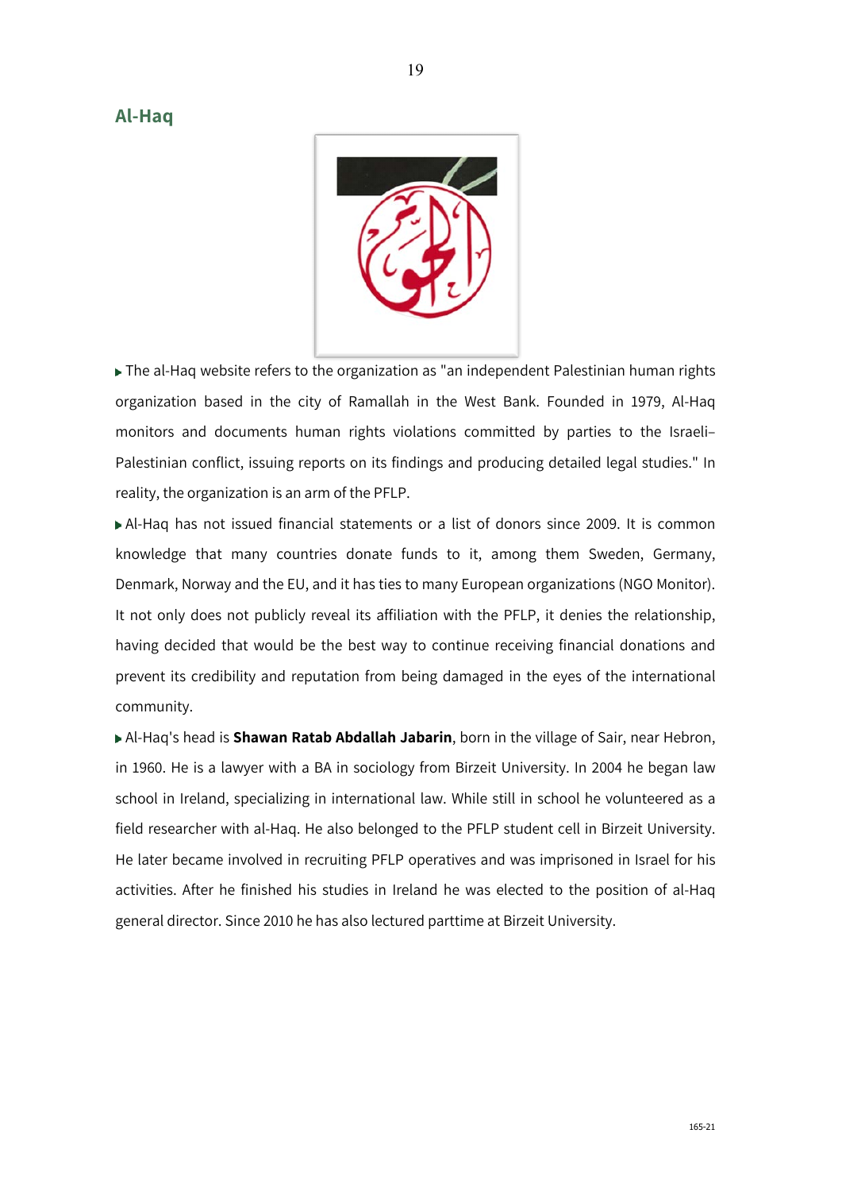## Al-Haq

- The al-Haq website refers to the organization as "an independent Palestinian human rights organization based in the city of Ramallah in the West Bank. Founded in 1979, Al-Haq monitors and documents human rights violations committed by parties to the Israeli–Palestinian conflict, issuing reports on its findings and producing detailed legal studies." In reality, the organization is an arm of the PFLP.
- Al-Haq has not issued financial statements or a list of donors since 2009. It is common knowledge that many countries donate funds to it, among them Sweden, Germany, Denmark, Norway and the EU, and it has ties to many European organizations (NGO Monitor). It not only does not publicly reveal its affiliation with the PFLP, it denies the relationship, having decided that would be the best way to continue receiving financial donations and prevent its credibility and reputation from being damaged in the eyes of the international community.
- Al-Haq's head is **Shawan Ratab Abdallah Jabarin**, born in the village of Sair, near Hebron, in 1960. He is a lawyer with a BA in sociology from Birzeit University. In 2004 he began law school in Ireland, specializing in international law. While still in school he volunteered as a field researcher with al-Haq. He also belonged to the PFLP student cell in Birzeit University. He later became involved in recruiting PFLP operatives and was imprisoned in Israel for his activities. After he finished his studies in Ireland he was elected to the position of al-Haq general director. Since 2010 he has also lectured parttime at Birzeit University.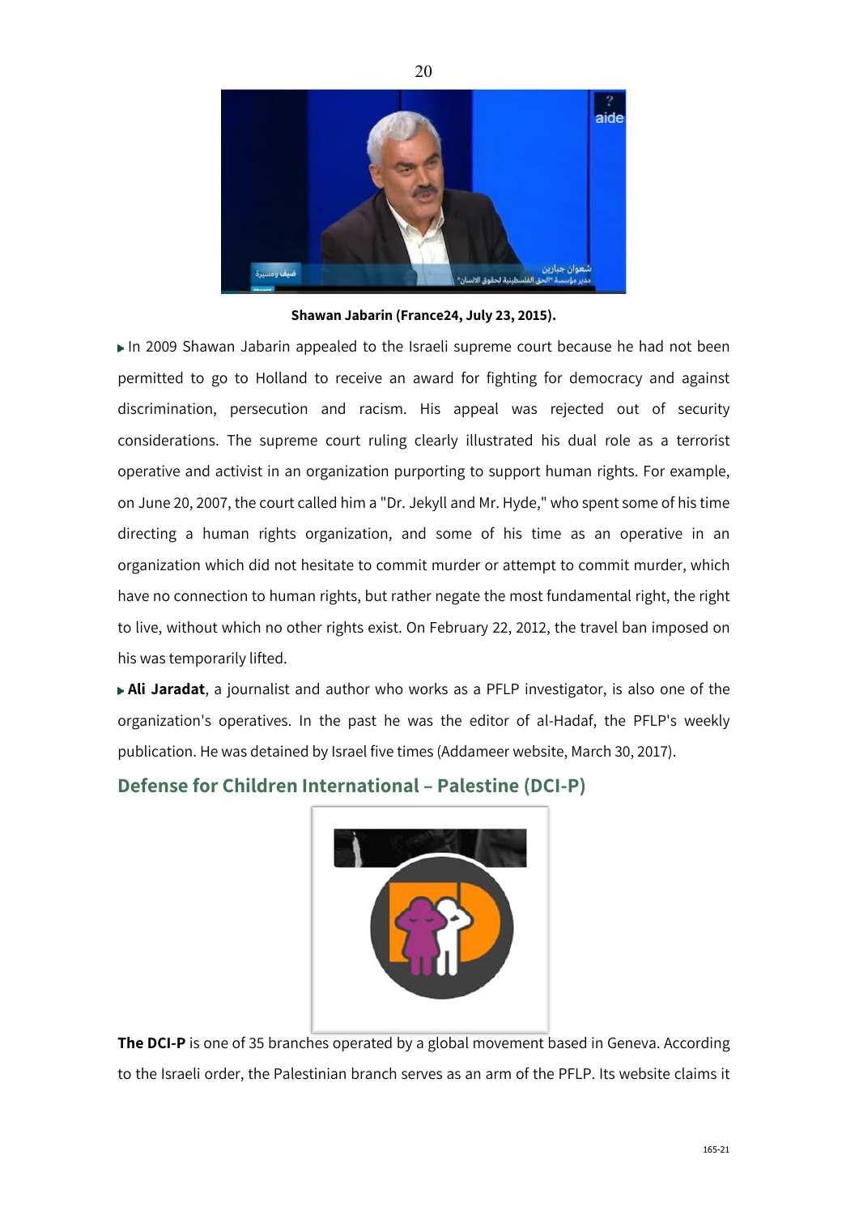Shawan Jabarin (France24, July 23, 2015).

- In 2009 Shawan Jabarin appealed to the Israeli supreme court because he had not been permitted to go to Holland to receive an award for fighting for democracy and against discrimination, persecution and racism. His appeal was rejected out of security considerations. The supreme court ruling clearly illustrated his dual role as a terrorist operative and activist in an organization purporting to support human rights. For example, on June 20, 2007, the court called him a "Dr. Jekyll and Mr. Hyde," who spent some of his time directing a human rights organization, and some of his time as an operative in an organization which did not hesitate to commit murder or attempt to commit murder, which have no connection to human rights, but rather negate the most fundamental right, the right to live, without which no other rights exist. On February 22, 2012, the travel ban imposed on his was temporarily lifted.
- **Ali Jaradat**, a journalist and author who works as a PFLP investigator, is also one of the organization's operatives. In the past he was the editor of al-Hadaf, the PFLP's weekly publication. He was detained by Israel five times (Addameer website, March 30, 2017).

## Defense for Children International – Palestine (DCI-P)

**The DCI-P** is one of 35 branches operated by a global movement based in Geneva. According to the Israeli order, the Palestinian branch serves as an arm of the PFLP. Its website claims it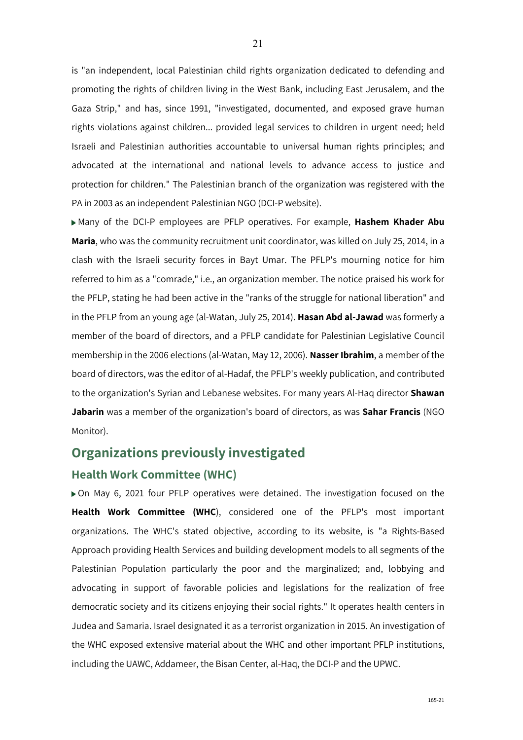is "an independent, local Palestinian child rights organization dedicated to defending and promoting the rights of children living in the West Bank, including East Jerusalem, and the Gaza Strip," and has, since 1991, "investigated, documented, and exposed grave human rights violations against children... provided legal services to children in urgent need; held Israeli and Palestinian authorities accountable to universal human rights principles; and advocated at the international and national levels to advance access to justice and protection for children." The Palestinian branch of the organization was registered with the PA in 2003 as an independent Palestinian NGO (DCI-P website).

- Many of the DCI-P employees are PFLP operatives. For example, **Hashem Khader Abu Maria**, who was the community recruitment unit coordinator, was killed on July 25, 2014, in a clash with the Israeli security forces in Bayt Umar. The PFLP's mourning notice for him referred to him as a "comrade," i.e., an organization member. The notice praised his work for the PFLP, stating he had been active in the "ranks of the struggle for national liberation" and in the PFLP from an young age (al-Watan, July 25, 2014). **Hasan Abd al-Jawad** was formerly a member of the board of directors, and a PFLP candidate for Palestinian Legislative Council membership in the 2006 elections (al-Watan, May 12, 2006). **Nasser Ibrahim**, a member of the board of directors, was the editor of al-Hadaf, the PFLP's weekly publication, and contributed to the organization's Syrian and Lebanese websites. For many years Al-Haq director **Shawan Jabarin** was a member of the organization's board of directors, as was **Sahar Francis** (NGO Monitor).

## Organizations previously investigated

### Health Work Committee (WHC)

- On May 6, 2021 four PFLP operatives were detained. The investigation focused on the **Health Work Committee (WHC**), considered one of the PFLP's most important organizations. The WHC's stated objective, according to its website, is "a Rights-Based Approach providing Health Services and building development models to all segments of the Palestinian Population particularly the poor and the marginalized; and, lobbying and advocating in support of favorable policies and legislations for the realization of free democratic society and its citizens enjoying their social rights." It operates health centers in Judea and Samaria. Israel designated it as a terrorist organization in 2015. An investigation of the WHC exposed extensive material about the WHC and other important PFLP institutions, including the UAWC, Addameer, the Bisan Center, al-Haq, the DCI-P and the UPWC.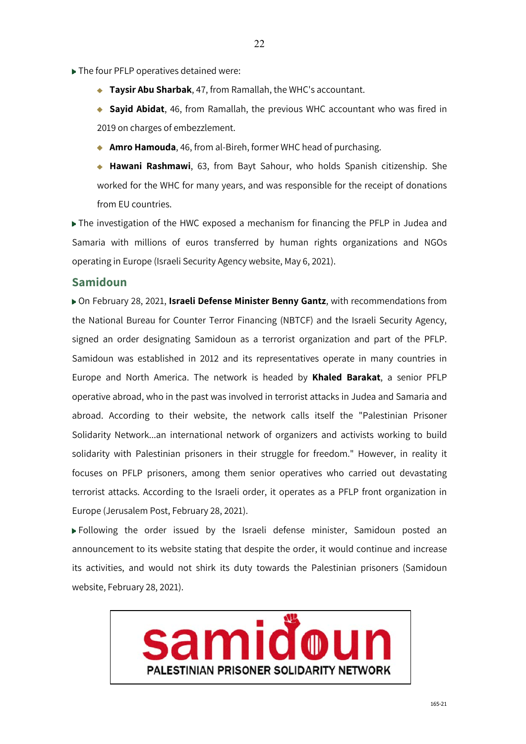- The four PFLP operatives detained were:
  - **Taysir Abu Sharbak**, 47, from Ramallah, the WHC's accountant.
  - **Sayid Abidat**, 46, from Ramallah, the previous WHC accountant who was fired in 2019 on charges of embezzlement.
  - **Amro Hamouda**, 46, from al-Bireh, former WHC head of purchasing.
  - **Hawani Rashmawi**, 63, from Bayt Sahour, who holds Spanish citizenship. She worked for the WHC for many years, and was responsible for the receipt of donations from EU countries.
- The investigation of the HWC exposed a mechanism for financing the PFLP in Judea and Samaria with millions of euros transferred by human rights organizations and NGOs operating in Europe (Israeli Security Agency website, May 6, 2021).

## Samidoun

- On February 28, 2021, **Israeli Defense Minister Benny Gantz**, with recommendations from the National Bureau for Counter Terror Financing (NBTCF) and the Israeli Security Agency, signed an order designating Samidoun as a terrorist organization and part of the PFLP. Samidoun was established in 2012 and its representatives operate in many countries in Europe and North America. The network is headed by **Khaled Barakat**, a senior PFLP operative abroad, who in the past was involved in terrorist attacks in Judea and Samaria and abroad. According to their website, the network calls itself the "Palestinian Prisoner Solidarity Network...an international network of organizers and activists working to build solidarity with Palestinian prisoners in their struggle for freedom." However, in reality it focuses on PFLP prisoners, among them senior operatives who carried out devastating terrorist attacks. According to the Israeli order, it operates as a PFLP front organization in Europe (Jerusalem Post, February 28, 2021).
- Following the order issued by the Israeli defense minister, Samidoun posted an announcement to its website stating that despite the order, it would continue and increase its activities, and would not shirk its duty towards the Palestinian prisoners (Samidoun website, February 28, 2021).

samidoun

PALESTINIAN PRISONER SOLIDARITY NETWORK

165-21